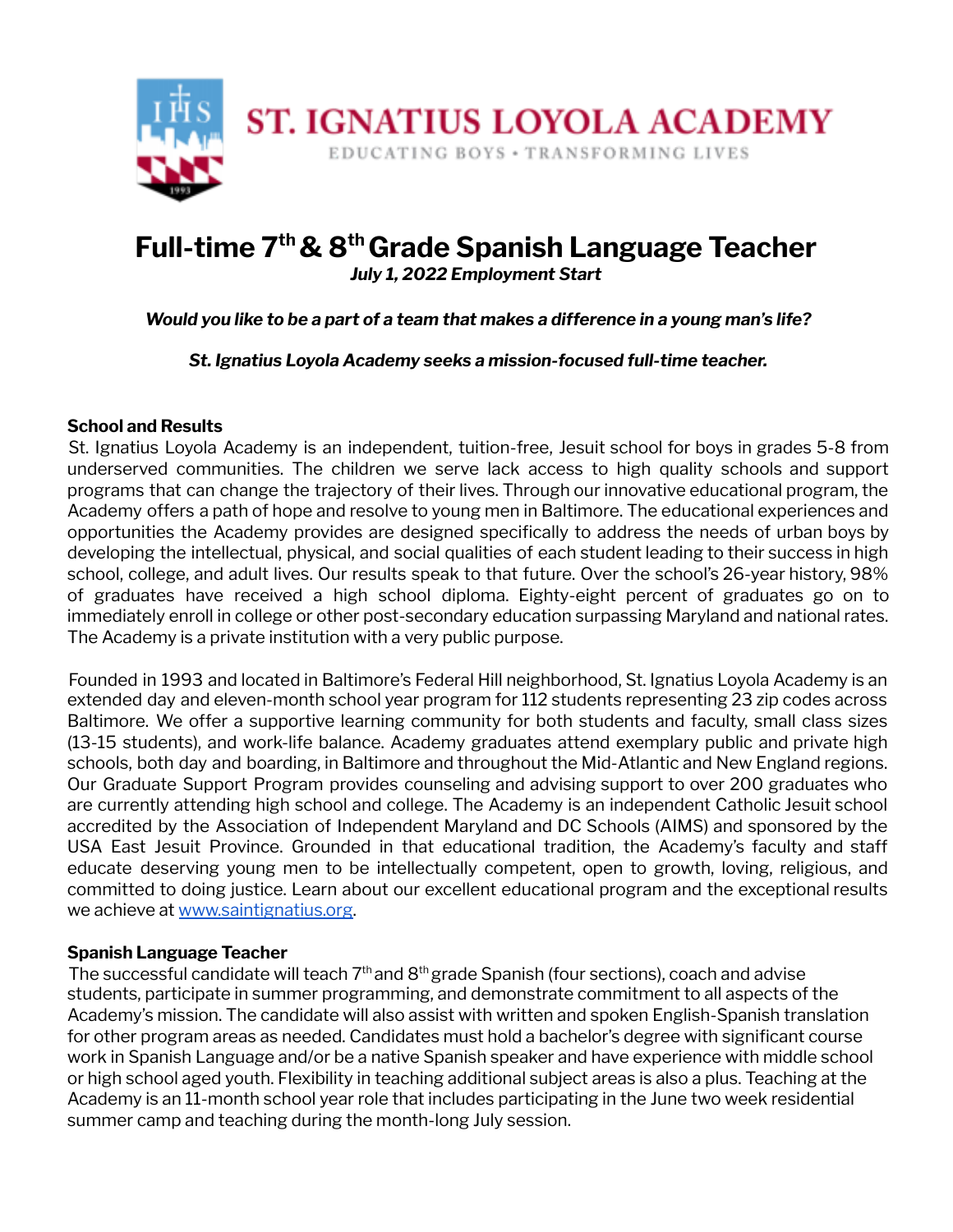# ST. IGNATIUS LOYOLA ACADEMY

EDUCATING BOYS • TRANSFORMING LIVES

# Full-time 7th & 8th Grade Spanish Language Teacher

***July 1, 2022 Employment Start***

***Would you like to be a part of a team that makes a difference in a young man's life?***

***St. Ignatius Loyola Academy seeks a mission-focused full-time teacher.***

**School and Results**

St. Ignatius Loyola Academy is an independent, tuition-free, Jesuit school for boys in grades 5-8 from underserved communities. The children we serve lack access to high quality schools and support programs that can change the trajectory of their lives. Through our innovative educational program, the Academy offers a path of hope and resolve to young men in Baltimore. The educational experiences and opportunities the Academy provides are designed specifically to address the needs of urban boys by developing the intellectual, physical, and social qualities of each student leading to their success in high school, college, and adult lives. Our results speak to that future. Over the school's 26-year history, 98% of graduates have received a high school diploma. Eighty-eight percent of graduates go on to immediately enroll in college or other post-secondary education surpassing Maryland and national rates. The Academy is a private institution with a very public purpose.

Founded in 1993 and located in Baltimore's Federal Hill neighborhood, St. Ignatius Loyola Academy is an extended day and eleven-month school year program for 112 students representing 23 zip codes across Baltimore. We offer a supportive learning community for both students and faculty, small class sizes (13-15 students), and work-life balance. Academy graduates attend exemplary public and private high schools, both day and boarding, in Baltimore and throughout the Mid-Atlantic and New England regions. Our Graduate Support Program provides counseling and advising support to over 200 graduates who are currently attending high school and college. The Academy is an independent Catholic Jesuit school accredited by the Association of Independent Maryland and DC Schools (AIMS) and sponsored by the USA East Jesuit Province. Grounded in that educational tradition, the Academy's faculty and staff educate deserving young men to be intellectually competent, open to growth, loving, religious, and committed to doing justice. Learn about our excellent educational program and the exceptional results we achieve at www.saintignatius.org.

**Spanish Language Teacher**

The successful candidate will teach 7th and 8th grade Spanish (four sections), coach and advise students, participate in summer programming, and demonstrate commitment to all aspects of the Academy's mission. The candidate will also assist with written and spoken English-Spanish translation for other program areas as needed. Candidates must hold a bachelor's degree with significant course work in Spanish Language and/or be a native Spanish speaker and have experience with middle school or high school aged youth. Flexibility in teaching additional subject areas is also a plus. Teaching at the Academy is an 11-month school year role that includes participating in the June two week residential summer camp and teaching during the month-long July session.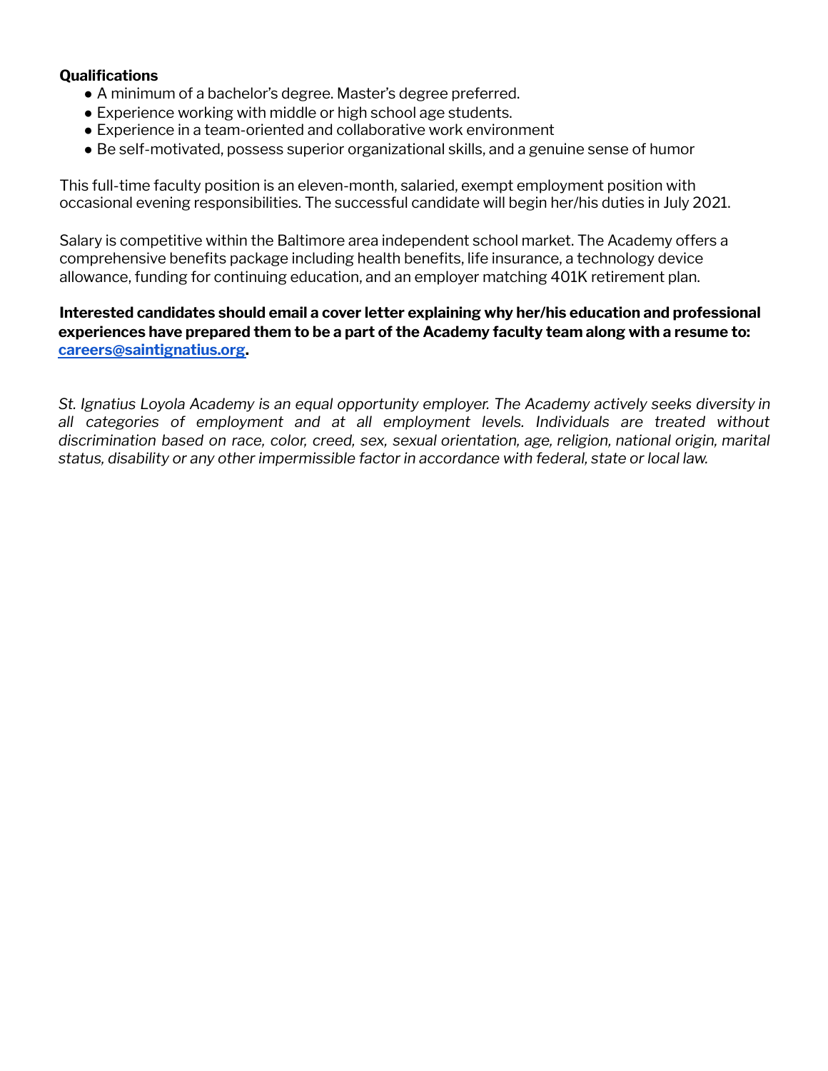**Qualifications**

- A minimum of a bachelor's degree. Master's degree preferred.
- Experience working with middle or high school age students.
- Experience in a team-oriented and collaborative work environment
- Be self-motivated, possess superior organizational skills, and a genuine sense of humor

This full-time faculty position is an eleven-month, salaried, exempt employment position with occasional evening responsibilities. The successful candidate will begin her/his duties in July 2021.

Salary is competitive within the Baltimore area independent school market. The Academy offers a comprehensive benefits package including health benefits, life insurance, a technology device allowance, funding for continuing education, and an employer matching 401K retirement plan.

**Interested candidates should email a cover letter explaining why her/his education and professional experiences have prepared them to be a part of the Academy faculty team along with a resume to: careers@saintignatius.org.**

*St. Ignatius Loyola Academy is an equal opportunity employer. The Academy actively seeks diversity in all categories of employment and at all employment levels. Individuals are treated without discrimination based on race, color, creed, sex, sexual orientation, age, religion, national origin, marital status, disability or any other impermissible factor in accordance with federal, state or local law.*